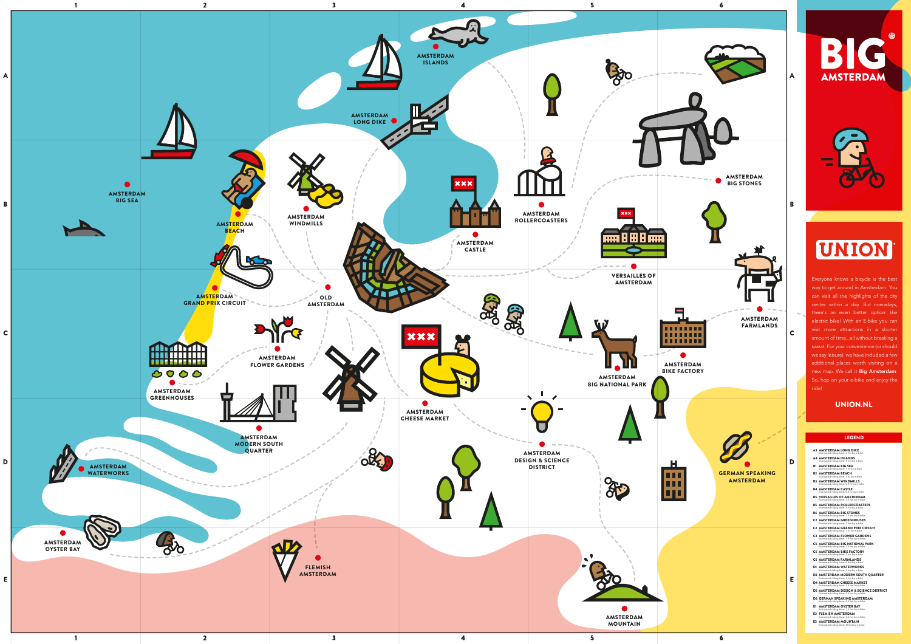# BIG AMSTERDAM

## UNION

Everyone knows a bicycle is the best way to get around in Amsterdam. You can visit all the highlights of the city center within a day. But nowadays, there's an even better option: the electric bike! With an E-bike you can visit more attractions in a shorter amount of time...all without breaking a sweat. For your convenience (or should we say leisure), we have included a few additional places worth visiting on a new map. We call it **Big Amsterdam**. So, hop on your e-bike and enjoy the ride!

**UNION.NL**

## LEGEND

- A3 AMSTERDAM LONG DIKE
- A4 AMSTERDAM ISLANDS
- B1 AMSTERDAM BIG SEA
- B2 AMSTERDAM BEACH
- B3 AMSTERDAM WINDMILLS
- B4 AMSTERDAM CASTLE
- B5 VERSAILLES OF AMSTERDAM
- B5 AMSTERDAM ROLLERCOASTERS
- B6 AMSTERDAM BIG STONES
- C2 AMSTERDAM GREENHOUSES
- C2 AMSTERDAM GRAND PRIX CIRCUIT
- C3 AMSTERDAM FLOWER GARDENS
- C5 AMSTERDAM BIG NATIONAL PARK
- C6 AMSTERDAM BIKE FACTORY
- C6 AMSTERDAM FARMLANDS
- D1 AMSTERDAM WATERWORKS
- D2 AMSTERDAM MODERN SOUTH QUARTER
- D4 AMSTERDAM CHEESE MARKET
- D5 AMSTERDAM DESIGN & SCIENCE DISTRICT
- D6 GERMAN SPEAKING AMSTERDAM
- E1 AMSTERDAM OYSTER BAY
- E3 FLEMISH AMSTERDAM
- E5 AMSTERDAM MOUNTAIN

## Map

- AMSTERDAM ISLANDS
- AMSTERDAM LONG DIKE
- AMSTERDAM BIG SEA
- AMSTERDAM BEACH
- AMSTERDAM WINDMILLS
- AMSTERDAM CASTLE
- AMSTERDAM ROLLERCOASTERS
- AMSTERDAM BIG STONES
- VERSAILLES OF AMSTERDAM
- AMSTERDAM GRAND PRIX CIRCUIT
- OLD AMSTERDAM
- AMSTERDAM FLOWER GARDENS
- AMSTERDAM GREENHOUSES
- AMSTERDAM CHEESE MARKET
- AMSTERDAM BIG NATIONAL PARK
- AMSTERDAM BIKE FACTORY
- AMSTERDAM FARMLANDS
- AMSTERDAM MODERN SOUTH QUARTER
- AMSTERDAM DESIGN & SCIENCE DISTRICT
- AMSTERDAM WATERWORKS
- GERMAN SPEAKING AMSTERDAM
- AMSTERDAM OYSTER BAY
- FLEMISH AMSTERDAM
- AMSTERDAM MOUNTAIN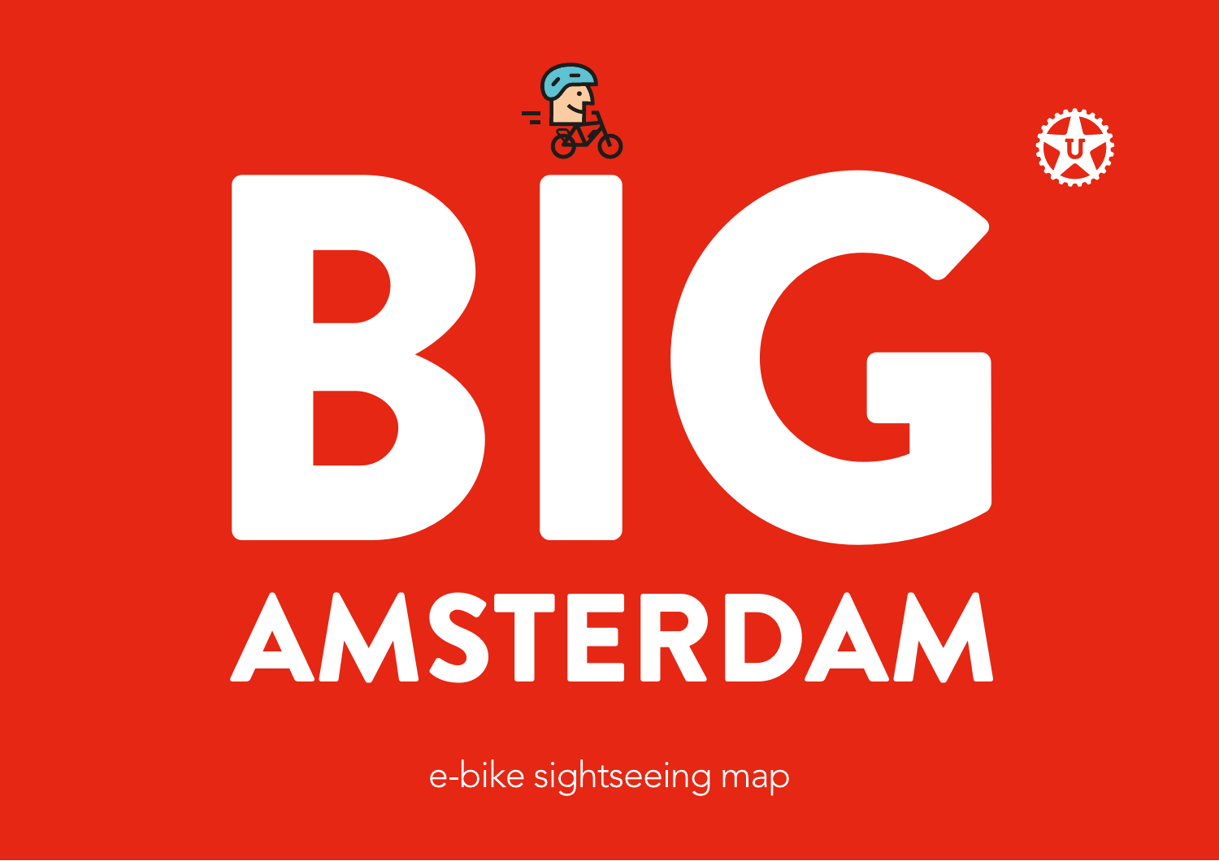# BIG

## AMSTERDAM

e-bike sightseeing map